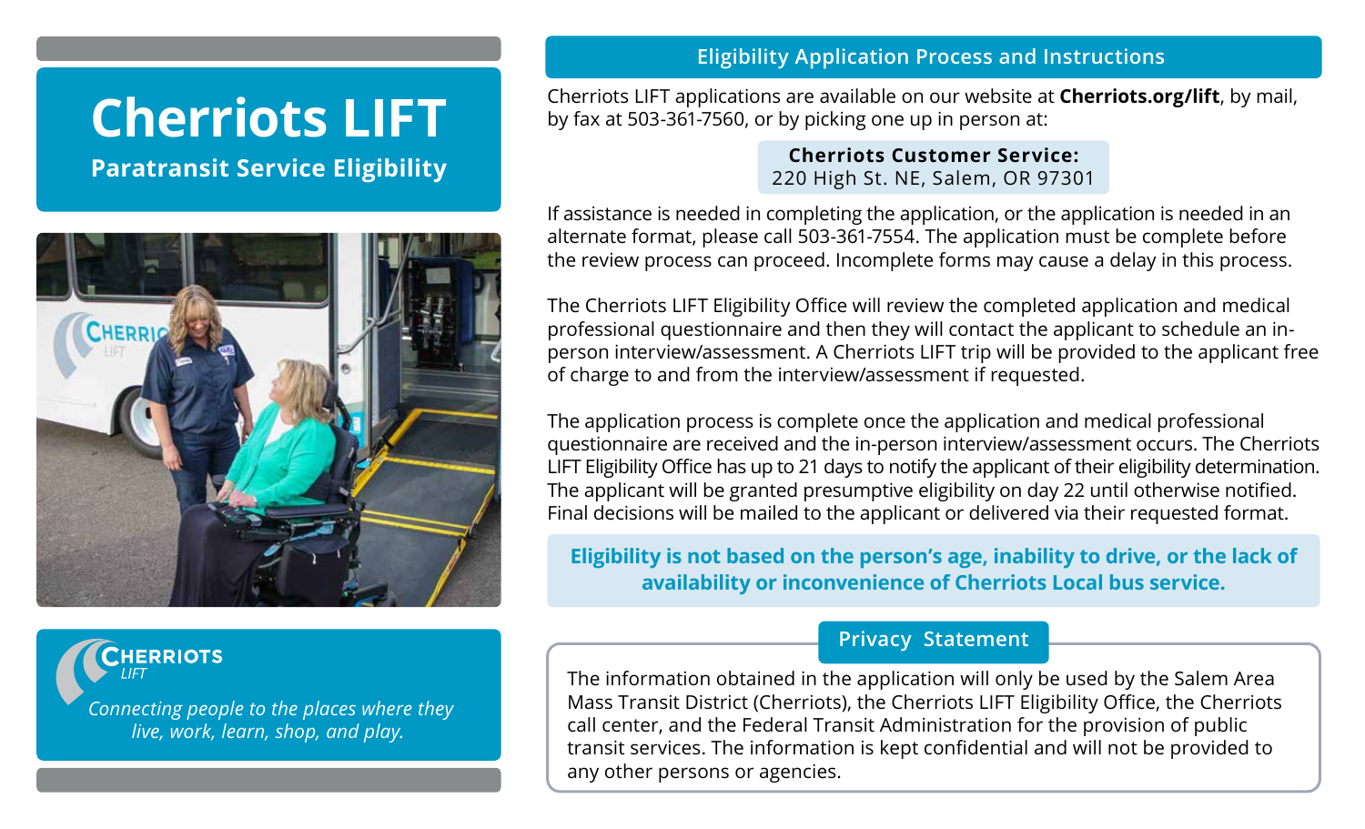# Cherriots LIFT

**Paratransit Service Eligibility**

CHERRIOTS LIFT

*Connecting people to the places where they live, work, learn, shop, and play.*

## Eligibility Application Process and Instructions

Cherriots LIFT applications are available on our website at **Cherriots.org/lift**, by mail, by fax at 503-361-7560, or by picking one up in person at:

**Cherriots Customer Service:**
220 High St. NE, Salem, OR 97301

If assistance is needed in completing the application, or the application is needed in an alternate format, please call 503-361-7554. The application must be complete before the review process can proceed. Incomplete forms may cause a delay in this process.

The Cherriots LIFT Eligibility Office will review the completed application and medical professional questionnaire and then they will contact the applicant to schedule an in-person interview/assessment. A Cherriots LIFT trip will be provided to the applicant free of charge to and from the interview/assessment if requested.

The application process is complete once the application and medical professional questionnaire are received and the in-person interview/assessment occurs. The Cherriots LIFT Eligibility Office has up to 21 days to notify the applicant of their eligibility determination. The applicant will be granted presumptive eligibility on day 22 until otherwise notified. Final decisions will be mailed to the applicant or delivered via their requested format.

**Eligibility is not based on the person's age, inability to drive, or the lack of availability or inconvenience of Cherriots Local bus service.**

## Privacy Statement

The information obtained in the application will only be used by the Salem Area Mass Transit District (Cherriots), the Cherriots LIFT Eligibility Office, the Cherriots call center, and the Federal Transit Administration for the provision of public transit services. The information is kept confidential and will not be provided to any other persons or agencies.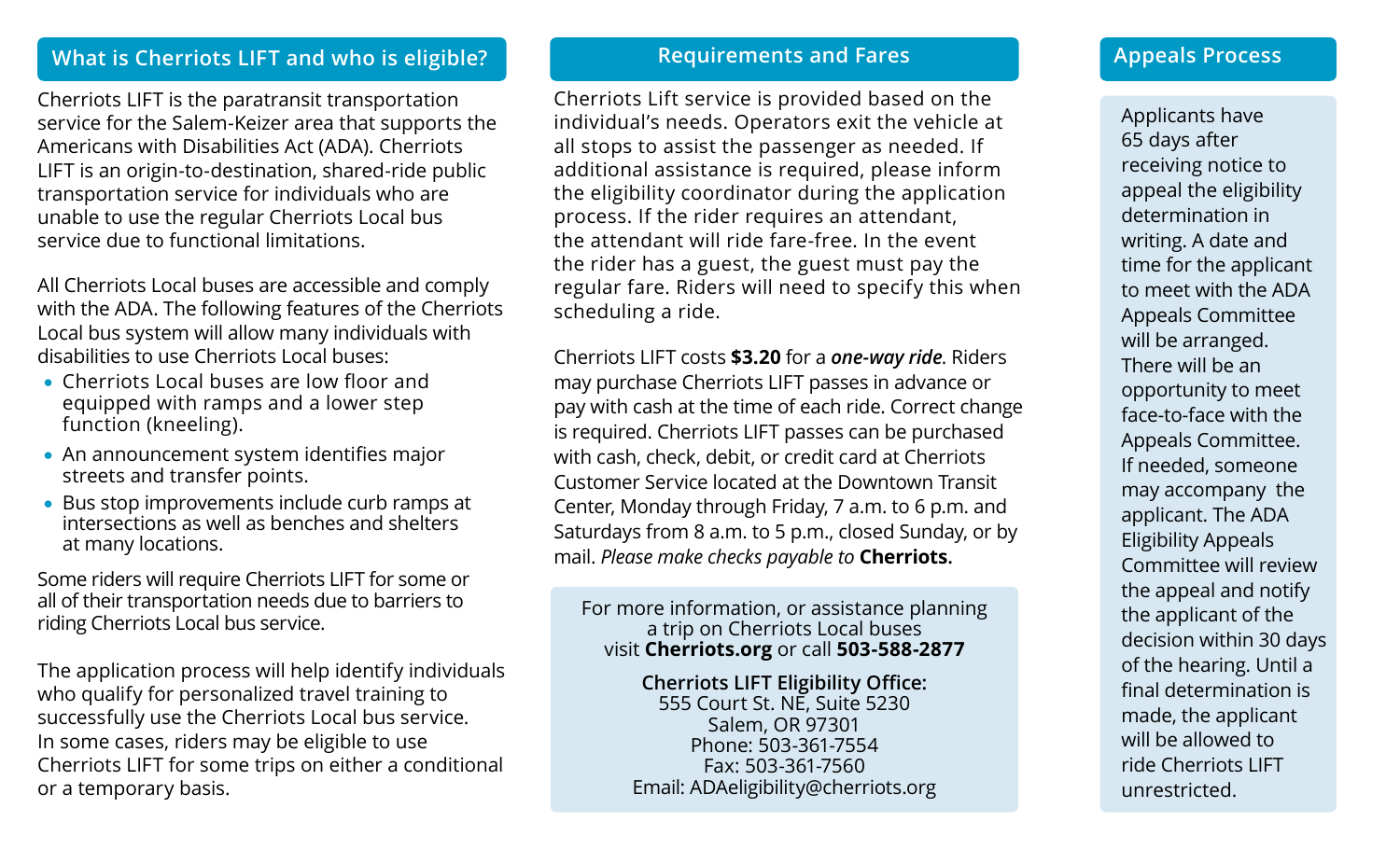## What is Cherriots LIFT and who is eligible?

Cherriots LIFT is the paratransit transportation service for the Salem-Keizer area that supports the Americans with Disabilities Act (ADA). Cherriots LIFT is an origin-to-destination, shared-ride public transportation service for individuals who are unable to use the regular Cherriots Local bus service due to functional limitations.

All Cherriots Local buses are accessible and comply with the ADA. The following features of the Cherriots Local bus system will allow many individuals with disabilities to use Cherriots Local buses:

- Cherriots Local buses are low floor and equipped with ramps and a lower step function (kneeling).
- An announcement system identifies major streets and transfer points.
- Bus stop improvements include curb ramps at intersections as well as benches and shelters at many locations.

Some riders will require Cherriots LIFT for some or all of their transportation needs due to barriers to riding Cherriots Local bus service.

The application process will help identify individuals who qualify for personalized travel training to successfully use the Cherriots Local bus service. In some cases, riders may be eligible to use Cherriots LIFT for some trips on either a conditional or a temporary basis.

## Requirements and Fares

Cherriots Lift service is provided based on the individual's needs. Operators exit the vehicle at all stops to assist the passenger as needed. If additional assistance is required, please inform the eligibility coordinator during the application process. If the rider requires an attendant, the attendant will ride fare-free. In the event the rider has a guest, the guest must pay the regular fare. Riders will need to specify this when scheduling a ride.

Cherriots LIFT costs **$3.20** for a ***one-way ride***. Riders may purchase Cherriots LIFT passes in advance or pay with cash at the time of each ride. Correct change is required. Cherriots LIFT passes can be purchased with cash, check, debit, or credit card at Cherriots Customer Service located at the Downtown Transit Center, Monday through Friday, 7 a.m. to 6 p.m. and Saturdays from 8 a.m. to 5 p.m., closed Sunday, or by mail. *Please make checks payable to* **Cherriots.**

For more information, or assistance planning a trip on Cherriots Local buses visit **Cherriots.org** or call **503-588-2877**

**Cherriots LIFT Eligibility Office:**
555 Court St. NE, Suite 5230
Salem, OR 97301
Phone: 503-361-7554
Fax: 503-361-7560
Email: ADAeligibility@cherriots.org

## Appeals Process

Applicants have 65 days after receiving notice to appeal the eligibility determination in writing. A date and time for the applicant to meet with the ADA Appeals Committee will be arranged. There will be an opportunity to meet face-to-face with the Appeals Committee. If needed, someone may accompany the applicant. The ADA Eligibility Appeals Committee will review the appeal and notify the applicant of the decision within 30 days of the hearing. Until a final determination is made, the applicant will be allowed to ride Cherriots LIFT unrestricted.